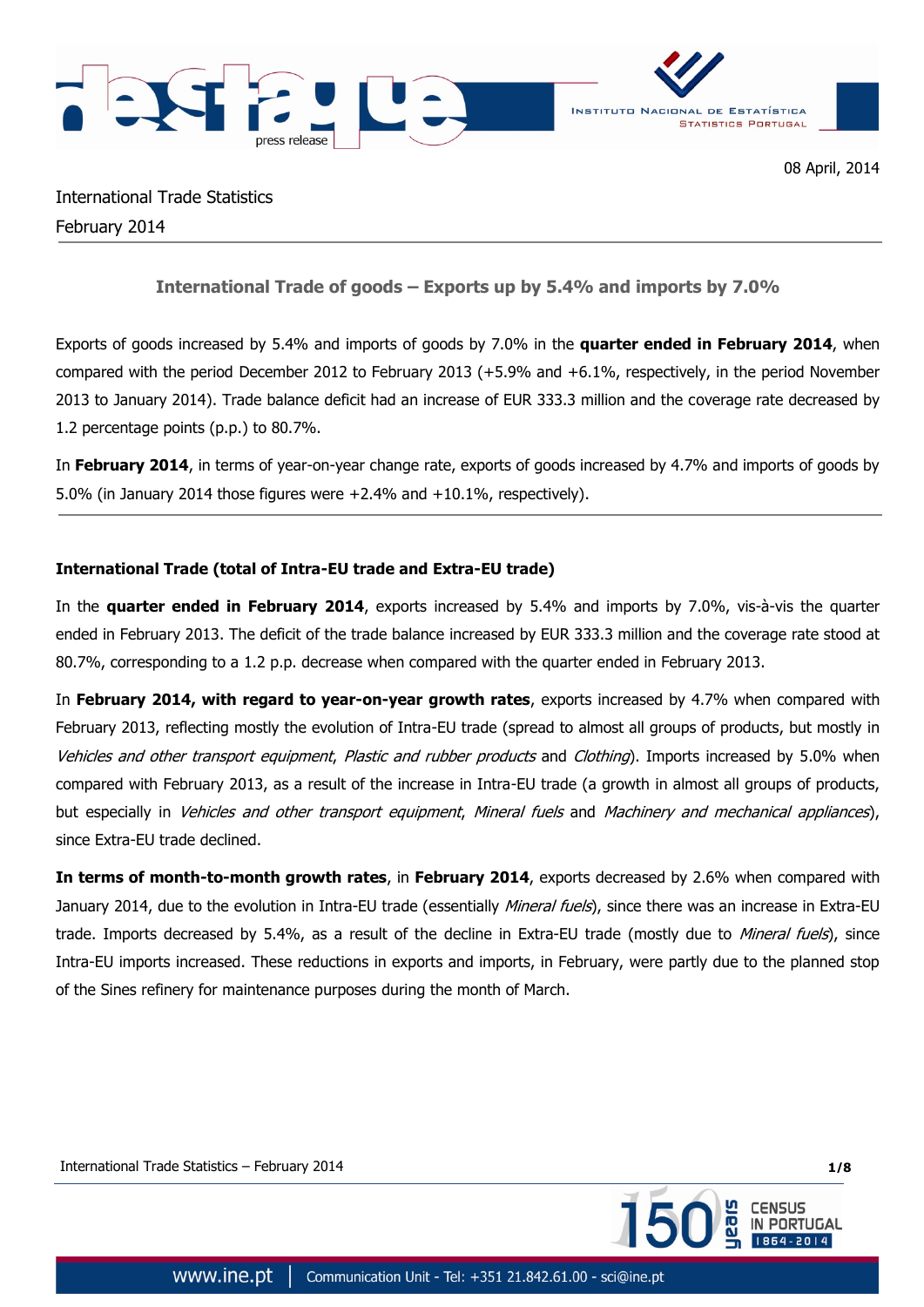08 April, 2014

International Trade Statistics

February 2014

## International Trade of goods – Exports up by 5.4% and imports by 7.0%

Exports of goods increased by 5.4% and imports of goods by 7.0% in the **quarter ended in February 2014**, when compared with the period December 2012 to February 2013 (+5.9% and +6.1%, respectively, in the period November 2013 to January 2014). Trade balance deficit had an increase of EUR 333.3 million and the coverage rate decreased by 1.2 percentage points (p.p.) to 80.7%.

In **February 2014**, in terms of year-on-year change rate, exports of goods increased by 4.7% and imports of goods by 5.0% (in January 2014 those figures were +2.4% and +10.1%, respectively).

### International Trade (total of Intra-EU trade and Extra-EU trade)

In the **quarter ended in February 2014**, exports increased by 5.4% and imports by 7.0%, vis-à-vis the quarter ended in February 2013. The deficit of the trade balance increased by EUR 333.3 million and the coverage rate stood at 80.7%, corresponding to a 1.2 p.p. decrease when compared with the quarter ended in February 2013.

In **February 2014, with regard to year-on-year growth rates**, exports increased by 4.7% when compared with February 2013, reflecting mostly the evolution of Intra-EU trade (spread to almost all groups of products, but mostly in *Vehicles and other transport equipment*, *Plastic and rubber products* and *Clothing*). Imports increased by 5.0% when compared with February 2013, as a result of the increase in Intra-EU trade (a growth in almost all groups of products, but especially in *Vehicles and other transport equipment*, *Mineral fuels* and *Machinery and mechanical appliances*), since Extra-EU trade declined.

**In terms of month-to-month growth rates**, in **February 2014**, exports decreased by 2.6% when compared with January 2014, due to the evolution in Intra-EU trade (essentially *Mineral fuels*), since there was an increase in Extra-EU trade. Imports decreased by 5.4%, as a result of the decline in Extra-EU trade (mostly due to *Mineral fuels*), since Intra-EU imports increased. These reductions in exports and imports, in February, were partly due to the planned stop of the Sines refinery for maintenance purposes during the month of March.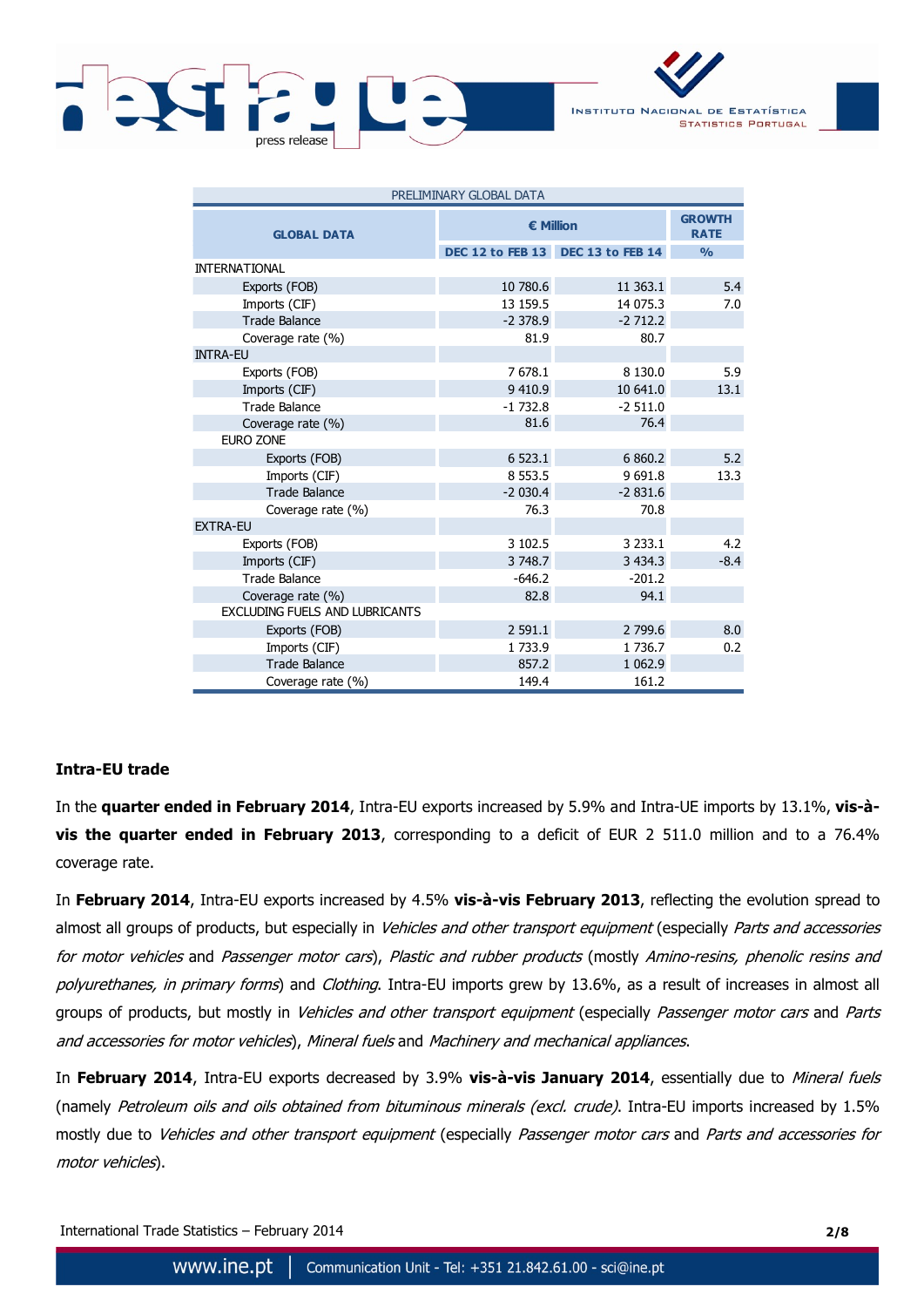| PRELIMINARY GLOBAL DATA | | | |
|---|---|---|---|
| **GLOBAL DATA** | **€ Million** | | **GROWTH RATE** |
| | **DEC 12 to FEB 13** | **DEC 13 to FEB 14** | **%** |
| INTERNATIONAL | | | |
| Exports (FOB) | 10 780.6 | 11 363.1 | 5.4 |
| Imports (CIF) | 13 159.5 | 14 075.3 | 7.0 |
| Trade Balance | -2 378.9 | -2 712.2 | |
| Coverage rate (%) | 81.9 | 80.7 | |
| INTRA-EU | | | |
| Exports (FOB) | 7 678.1 | 8 130.0 | 5.9 |
| Imports (CIF) | 9 410.9 | 10 641.0 | 13.1 |
| Trade Balance | -1 732.8 | -2 511.0 | |
| Coverage rate (%) | 81.6 | 76.4 | |
| EURO ZONE | | | |
| Exports (FOB) | 6 523.1 | 6 860.2 | 5.2 |
| Imports (CIF) | 8 553.5 | 9 691.8 | 13.3 |
| Trade Balance | -2 030.4 | -2 831.6 | |
| Coverage rate (%) | 76.3 | 70.8 | |
| EXTRA-EU | | | |
| Exports (FOB) | 3 102.5 | 3 233.1 | 4.2 |
| Imports (CIF) | 3 748.7 | 3 434.3 | -8.4 |
| Trade Balance | -646.2 | -201.2 | |
| Coverage rate (%) | 82.8 | 94.1 | |
| EXCLUDING FUELS AND LUBRICANTS | | | |
| Exports (FOB) | 2 591.1 | 2 799.6 | 8.0 |
| Imports (CIF) | 1 733.9 | 1 736.7 | 0.2 |
| Trade Balance | 857.2 | 1 062.9 | |
| Coverage rate (%) | 149.4 | 161.2 | |

**Intra-EU trade**

In the **quarter ended in February 2014**, Intra-EU exports increased by 5.9% and Intra-UE imports by 13.1%, **vis-à-vis the quarter ended in February 2013**, corresponding to a deficit of EUR 2 511.0 million and to a 76.4% coverage rate.

In **February 2014**, Intra-EU exports increased by 4.5% **vis-à-vis February 2013**, reflecting the evolution spread to almost all groups of products, but especially in *Vehicles and other transport equipment* (especially *Parts and accessories for motor vehicles* and *Passenger motor cars*), *Plastic and rubber products* (mostly *Amino-resins, phenolic resins and polyurethanes, in primary forms*) and *Clothing*. Intra-EU imports grew by 13.6%, as a result of increases in almost all groups of products, but mostly in *Vehicles and other transport equipment* (especially *Passenger motor cars* and *Parts and accessories for motor vehicles*), *Mineral fuels* and *Machinery and mechanical appliances*.

In **February 2014**, Intra-EU exports decreased by 3.9% **vis-à-vis January 2014**, essentially due to *Mineral fuels* (namely *Petroleum oils and oils obtained from bituminous minerals (excl. crude)*. Intra-EU imports increased by 1.5% mostly due to *Vehicles and other transport equipment* (especially *Passenger motor cars* and *Parts and accessories for motor vehicles*).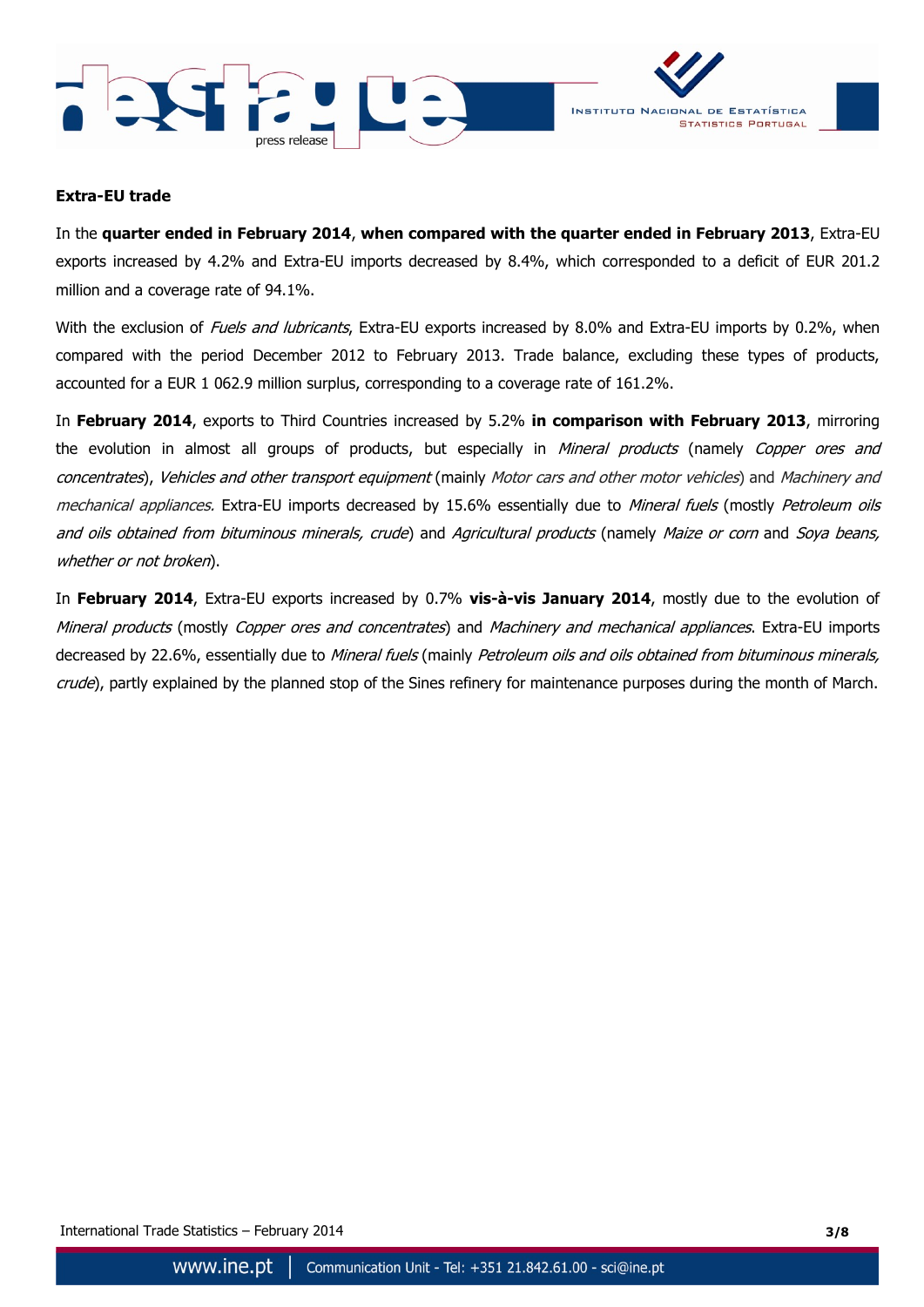**Extra-EU trade**

In the **quarter ended in February 2014**, **when compared with the quarter ended in February 2013**, Extra-EU exports increased by 4.2% and Extra-EU imports decreased by 8.4%, which corresponded to a deficit of EUR 201.2 million and a coverage rate of 94.1%.

With the exclusion of *Fuels and lubricants*, Extra-EU exports increased by 8.0% and Extra-EU imports by 0.2%, when compared with the period December 2012 to February 2013. Trade balance, excluding these types of products, accounted for a EUR 1 062.9 million surplus, corresponding to a coverage rate of 161.2%.

In **February 2014**, exports to Third Countries increased by 5.2% **in comparison with February 2013**, mirroring the evolution in almost all groups of products, but especially in *Mineral products* (namely *Copper ores and concentrates*), *Vehicles and other transport equipment* (mainly *Motor cars and other motor vehicles*) and *Machinery and mechanical appliances.* Extra-EU imports decreased by 15.6% essentially due to *Mineral fuels* (mostly *Petroleum oils and oils obtained from bituminous minerals, crude*) and *Agricultural products* (namely *Maize or corn* and *Soya beans, whether or not broken*).

In **February 2014**, Extra-EU exports increased by 0.7% **vis-à-vis January 2014**, mostly due to the evolution of *Mineral products* (mostly *Copper ores and concentrates*) and *Machinery and mechanical appliances*. Extra-EU imports decreased by 22.6%, essentially due to *Mineral fuels* (mainly *Petroleum oils and oils obtained from bituminous minerals, crude*), partly explained by the planned stop of the Sines refinery for maintenance purposes during the month of March.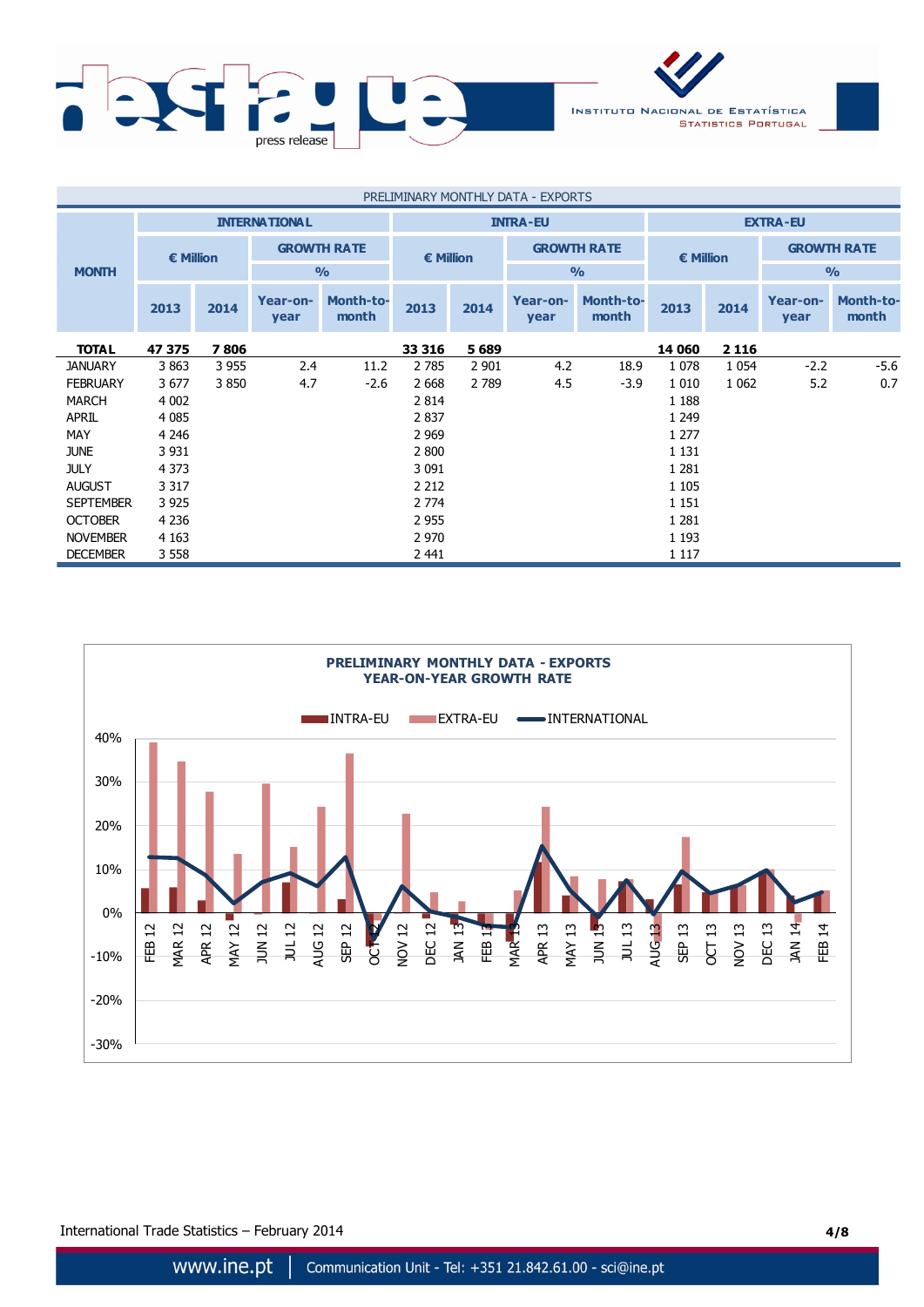## PRELIMINARY MONTHLY DATA - EXPORTS

| MONTH | INTERNATIONAL | | | | INTRA-EU | | | | EXTRA-EU | | | |
|---|---|---|---|---|---|---|---|---|---|---|---|---|
| | € Million | | GROWTH RATE % | | € Million | | GROWTH RATE % | | € Million | | GROWTH RATE % | |
| | 2013 | 2014 | Year-on-year | Month-to-month | 2013 | 2014 | Year-on-year | Month-to-month | 2013 | 2014 | Year-on-year | Month-to-month |
| **TOTAL** | **47 375** | **7 806** | | | **33 316** | **5 689** | | | **14 060** | **2 116** | | |
| JANUARY | 3 863 | 3 955 | 2.4 | 11.2 | 2 785 | 2 901 | 4.2 | 18.9 | 1 078 | 1 054 | -2.2 | -5.6 |
| FEBRUARY | 3 677 | 3 850 | 4.7 | -2.6 | 2 668 | 2 789 | 4.5 | -3.9 | 1 010 | 1 062 | 5.2 | 0.7 |
| MARCH | 4 002 | | | | 2 814 | | | | 1 188 | | | |
| APRIL | 4 085 | | | | 2 837 | | | | 1 249 | | | |
| MAY | 4 246 | | | | 2 969 | | | | 1 277 | | | |
| JUNE | 3 931 | | | | 2 800 | | | | 1 131 | | | |
| JULY | 4 373 | | | | 3 091 | | | | 1 281 | | | |
| AUGUST | 3 317 | | | | 2 212 | | | | 1 105 | | | |
| SEPTEMBER | 3 925 | | | | 2 774 | | | | 1 151 | | | |
| OCTOBER | 4 236 | | | | 2 955 | | | | 1 281 | | | |
| NOVEMBER | 4 163 | | | | 2 970 | | | | 1 193 | | | |
| DECEMBER | 3 558 | | | | 2 441 | | | | 1 117 | | | |

**PRELIMINARY MONTHLY DATA - EXPORTS**
**YEAR-ON-YEAR GROWTH RATE**

INTRA-EU / EXTRA-EU / INTERNATIONAL

International Trade Statistics – February 2014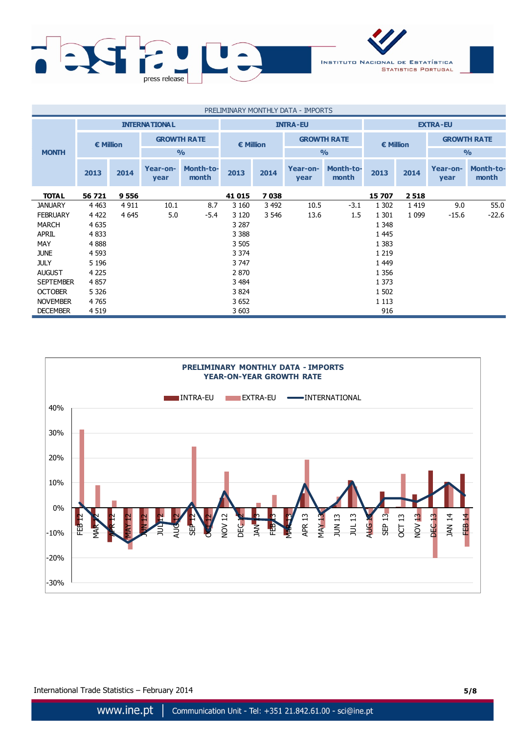| PRELIMINARY MONTHLY DATA - IMPORTS | | | | | | | | | | | | |
|---|---|---|---|---|---|---|---|---|---|---|---|---|
| MONTH | INTERNATIONAL | | | | INTRA-EU | | | | EXTRA-EU | | | |
| | € Million | | GROWTH RATE % | | € Million | | GROWTH RATE % | | € Million | | GROWTH RATE % | |
| | 2013 | 2014 | Year-on-year | Month-to-month | 2013 | 2014 | Year-on-year | Month-to-month | 2013 | 2014 | Year-on-year | Month-to-month |
| **TOTAL** | **56 721** | **9 556** | | | **41 015** | **7 038** | | | **15 707** | **2 518** | | |
| JANUARY | 4 463 | 4 911 | 10.1 | 8.7 | 3 160 | 3 492 | 10.5 | -3.1 | 1 302 | 1 419 | 9.0 | 55.0 |
| FEBRUARY | 4 422 | 4 645 | 5.0 | -5.4 | 3 120 | 3 546 | 13.6 | 1.5 | 1 301 | 1 099 | -15.6 | -22.6 |
| MARCH | 4 635 | | | | 3 287 | | | | 1 348 | | | |
| APRIL | 4 833 | | | | 3 388 | | | | 1 445 | | | |
| MAY | 4 888 | | | | 3 505 | | | | 1 383 | | | |
| JUNE | 4 593 | | | | 3 374 | | | | 1 219 | | | |
| JULY | 5 196 | | | | 3 747 | | | | 1 449 | | | |
| AUGUST | 4 225 | | | | 2 870 | | | | 1 356 | | | |
| SEPTEMBER | 4 857 | | | | 3 484 | | | | 1 373 | | | |
| OCTOBER | 5 326 | | | | 3 824 | | | | 1 502 | | | |
| NOVEMBER | 4 765 | | | | 3 652 | | | | 1 113 | | | |
| DECEMBER | 4 519 | | | | 3 603 | | | | 916 | | | |

**PRELIMINARY MONTHLY DATA - IMPORTS**
**YEAR-ON-YEAR GROWTH RATE**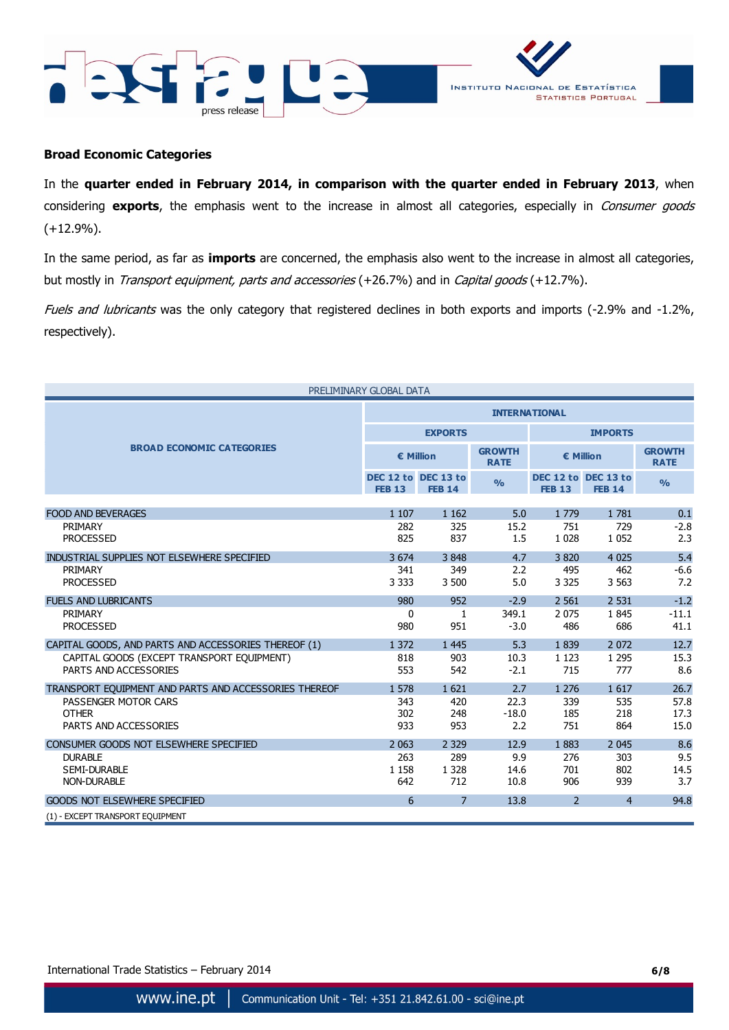## Broad Economic Categories

In the **quarter ended in February 2014, in comparison with the quarter ended in February 2013**, when considering **exports**, the emphasis went to the increase in almost all categories, especially in *Consumer goods* (+12.9%).

In the same period, as far as **imports** are concerned, the emphasis also went to the increase in almost all categories, but mostly in *Transport equipment, parts and accessories* (+26.7%) and in *Capital goods* (+12.7%).

*Fuels and lubricants* was the only category that registered declines in both exports and imports (-2.9% and -1.2%, respectively).

PRELIMINARY GLOBAL DATA

| BROAD ECONOMIC CATEGORIES | INTERNATIONAL | | | | | |
|---|---|---|---|---|---|---|
| | EXPORTS | | | IMPORTS | | |
| | € Million | | GROWTH RATE | € Million | | GROWTH RATE |
| | DEC 12 to FEB 13 | DEC 13 to FEB 14 | % | DEC 12 to FEB 13 | DEC 13 to FEB 14 | % |
| FOOD AND BEVERAGES | 1 107 | 1 162 | 5.0 | 1 779 | 1 781 | 0.1 |
| PRIMARY | 282 | 325 | 15.2 | 751 | 729 | -2.8 |
| PROCESSED | 825 | 837 | 1.5 | 1 028 | 1 052 | 2.3 |
| INDUSTRIAL SUPPLIES NOT ELSEWHERE SPECIFIED | 3 674 | 3 848 | 4.7 | 3 820 | 4 025 | 5.4 |
| PRIMARY | 341 | 349 | 2.2 | 495 | 462 | -6.6 |
| PROCESSED | 3 333 | 3 500 | 5.0 | 3 325 | 3 563 | 7.2 |
| FUELS AND LUBRICANTS | 980 | 952 | -2.9 | 2 561 | 2 531 | -1.2 |
| PRIMARY | 0 | 1 | 349.1 | 2 075 | 1 845 | -11.1 |
| PROCESSED | 980 | 951 | -3.0 | 486 | 686 | 41.1 |
| CAPITAL GOODS, AND PARTS AND ACCESSORIES THEREOF (1) | 1 372 | 1 445 | 5.3 | 1 839 | 2 072 | 12.7 |
| CAPITAL GOODS (EXCEPT TRANSPORT EQUIPMENT) | 818 | 903 | 10.3 | 1 123 | 1 295 | 15.3 |
| PARTS AND ACCESSORIES | 553 | 542 | -2.1 | 715 | 777 | 8.6 |
| TRANSPORT EQUIPMENT AND PARTS AND ACCESSORIES THEREOF | 1 578 | 1 621 | 2.7 | 1 276 | 1 617 | 26.7 |
| PASSENGER MOTOR CARS | 343 | 420 | 22.3 | 339 | 535 | 57.8 |
| OTHER | 302 | 248 | -18.0 | 185 | 218 | 17.3 |
| PARTS AND ACCESSORIES | 933 | 953 | 2.2 | 751 | 864 | 15.0 |
| CONSUMER GOODS NOT ELSEWHERE SPECIFIED | 2 063 | 2 329 | 12.9 | 1 883 | 2 045 | 8.6 |
| DURABLE | 263 | 289 | 9.9 | 276 | 303 | 9.5 |
| SEMI-DURABLE | 1 158 | 1 328 | 14.6 | 701 | 802 | 14.5 |
| NON-DURABLE | 642 | 712 | 10.8 | 906 | 939 | 3.7 |
| GOODS NOT ELSEWHERE SPECIFIED | 6 | 7 | 13.8 | 2 | 4 | 94.8 |

(1) - EXCEPT TRANSPORT EQUIPMENT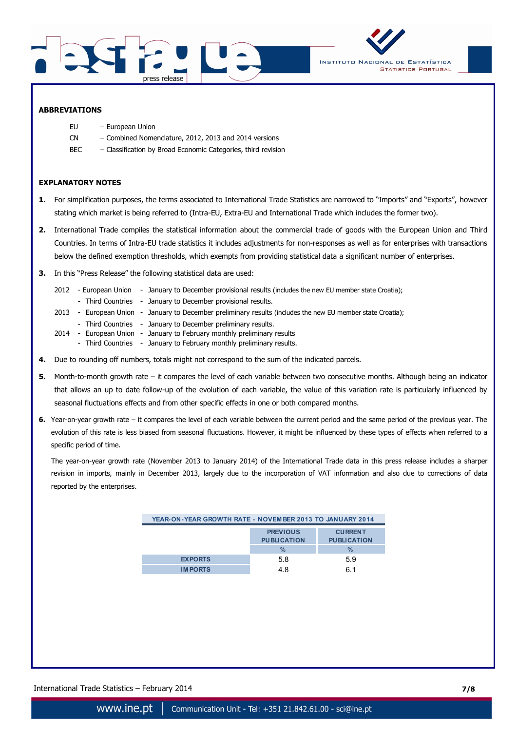## ABBREVIATIONS

EU – European Union

CN – Combined Nomenclature, 2012, 2013 and 2014 versions

BEC – Classification by Broad Economic Categories, third revision

## EXPLANATORY NOTES

1. For simplification purposes, the terms associated to International Trade Statistics are narrowed to "Imports" and "Exports", however stating which market is being referred to (Intra-EU, Extra-EU and International Trade which includes the former two).

2. International Trade compiles the statistical information about the commercial trade of goods with the European Union and Third Countries. In terms of Intra-EU trade statistics it includes adjustments for non-responses as well as for enterprises with transactions below the defined exemption thresholds, which exempts from providing statistical data a significant number of enterprises.

3. In this "Press Release" the following statistical data are used:

   2012 - European Union - January to December provisional results (includes the new EU member state Croatia);
   - Third Countries - January to December provisional results.

   2013 - European Union - January to December preliminary results (includes the new EU member state Croatia);
   - Third Countries - January to December preliminary results.

   2014 - European Union - January to February monthly preliminary results
   - Third Countries - January to February monthly preliminary results.

4. Due to rounding off numbers, totals might not correspond to the sum of the indicated parcels.

5. Month-to-month growth rate – it compares the level of each variable between two consecutive months. Although being an indicator that allows an up to date follow-up of the evolution of each variable, the value of this variation rate is particularly influenced by seasonal fluctuations effects and from other specific effects in one or both compared months.

6. Year-on-year growth rate – it compares the level of each variable between the current period and the same period of the previous year. The evolution of this rate is less biased from seasonal fluctuations. However, it might be influenced by these types of effects when referred to a specific period of time.

   The year-on-year growth rate (November 2013 to January 2014) of the International Trade data in this press release includes a sharper revision in imports, mainly in December 2013, largely due to the incorporation of VAT information and also due to corrections of data reported by the enterprises.

**YEAR-ON-YEAR GROWTH RATE - NOVEMBER 2013 TO JANUARY 2014**

| | PREVIOUS PUBLICATION | CURRENT PUBLICATION |
|---|---|---|
| | % | % |
| EXPORTS | 5.8 | 5.9 |
| IMPORTS | 4.8 | 6.1 |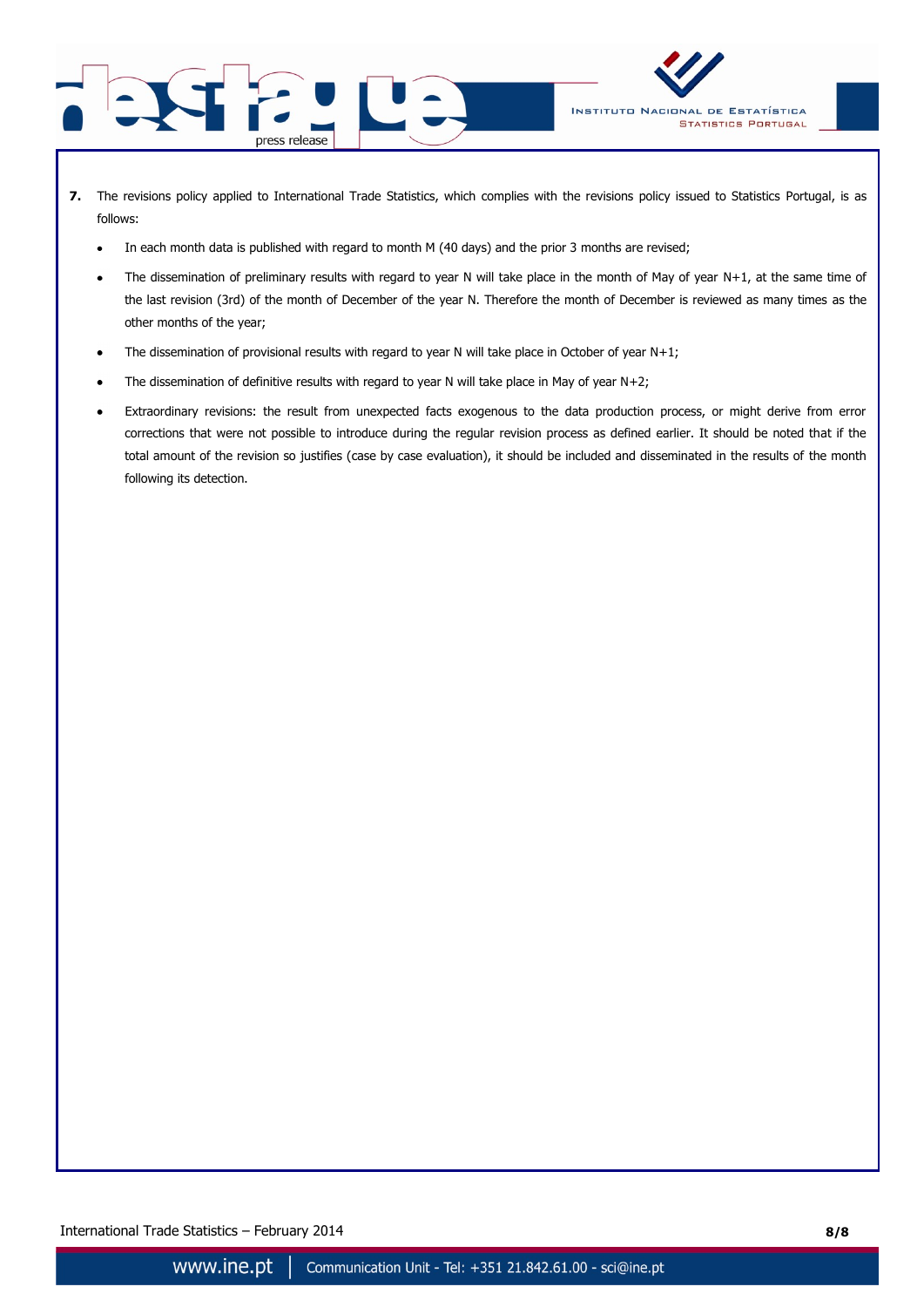**7.** The revisions policy applied to International Trade Statistics, which complies with the revisions policy issued to Statistics Portugal, is as follows:

- In each month data is published with regard to month M (40 days) and the prior 3 months are revised;
- The dissemination of preliminary results with regard to year N will take place in the month of May of year N+1, at the same time of the last revision (3rd) of the month of December of the year N. Therefore the month of December is reviewed as many times as the other months of the year;
- The dissemination of provisional results with regard to year N will take place in October of year N+1;
- The dissemination of definitive results with regard to year N will take place in May of year N+2;
- Extraordinary revisions: the result from unexpected facts exogenous to the data production process, or might derive from error corrections that were not possible to introduce during the regular revision process as defined earlier. It should be noted that if the total amount of the revision so justifies (case by case evaluation), it should be included and disseminated in the results of the month following its detection.